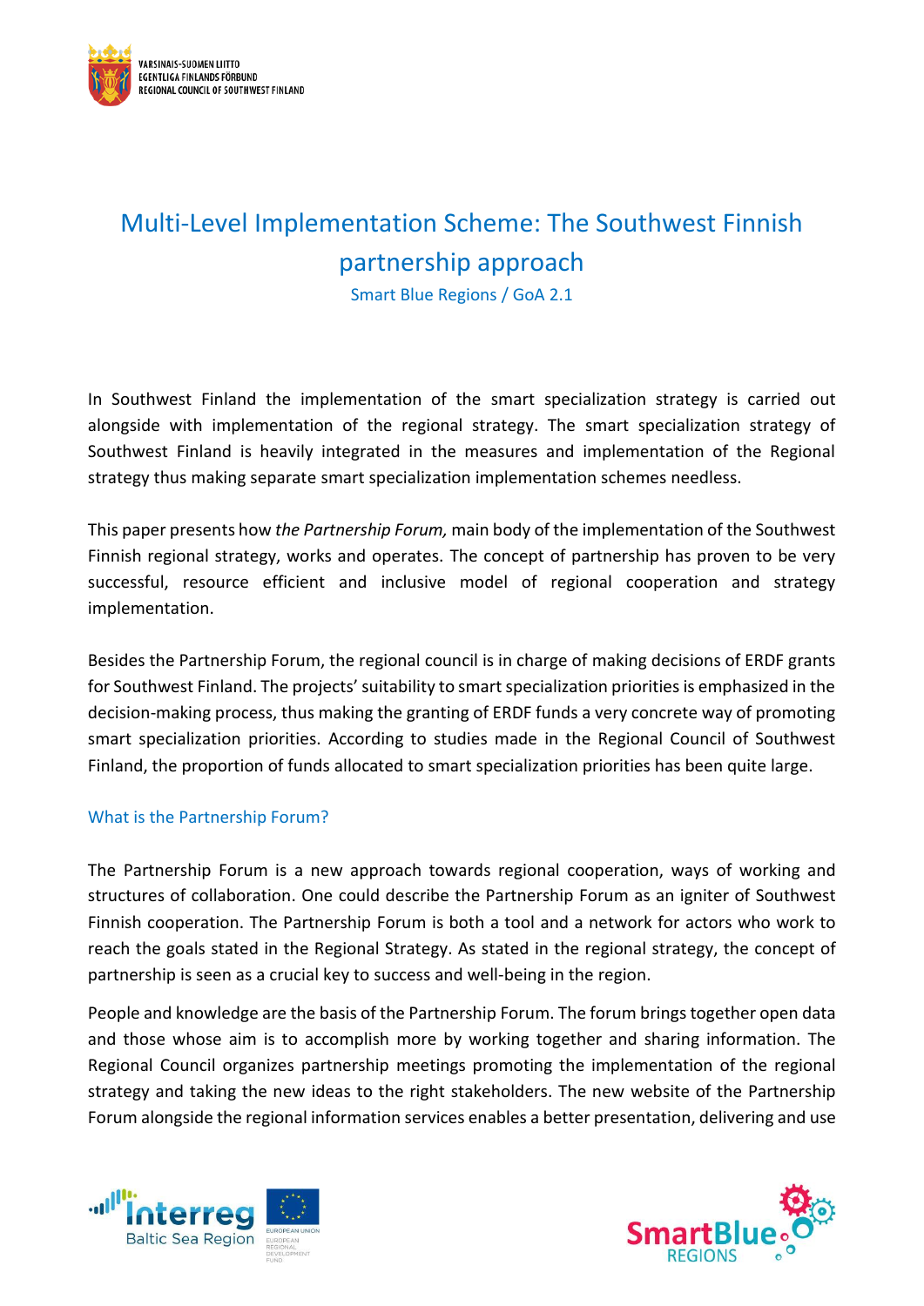# Multi-Level Implementation Scheme: The Southwest Finnish partnership approach

Smart Blue Regions / GoA 2.1

In Southwest Finland the implementation of the smart specialization strategy is carried out alongside with implementation of the regional strategy. The smart specialization strategy of Southwest Finland is heavily integrated in the measures and implementation of the Regional strategy thus making separate smart specialization implementation schemes needless.

This paper presents how *the Partnership Forum,* main body of the implementation of the Southwest Finnish regional strategy, works and operates. The concept of partnership has proven to be very successful, resource efficient and inclusive model of regional cooperation and strategy implementation.

Besides the Partnership Forum, the regional council is in charge of making decisions of ERDF grants for Southwest Finland. The projects' suitability to smart specialization priorities is emphasized in the decision-making process, thus making the granting of ERDF funds a very concrete way of promoting smart specialization priorities. According to studies made in the Regional Council of Southwest Finland, the proportion of funds allocated to smart specialization priorities has been quite large.

## What is the Partnership Forum?

The Partnership Forum is a new approach towards regional cooperation, ways of working and structures of collaboration. One could describe the Partnership Forum as an igniter of Southwest Finnish cooperation. The Partnership Forum is both a tool and a network for actors who work to reach the goals stated in the Regional Strategy. As stated in the regional strategy, the concept of partnership is seen as a crucial key to success and well-being in the region.

People and knowledge are the basis of the Partnership Forum. The forum brings together open data and those whose aim is to accomplish more by working together and sharing information. The Regional Council organizes partnership meetings promoting the implementation of the regional strategy and taking the new ideas to the right stakeholders. The new website of the Partnership Forum alongside the regional information services enables a better presentation, delivering and use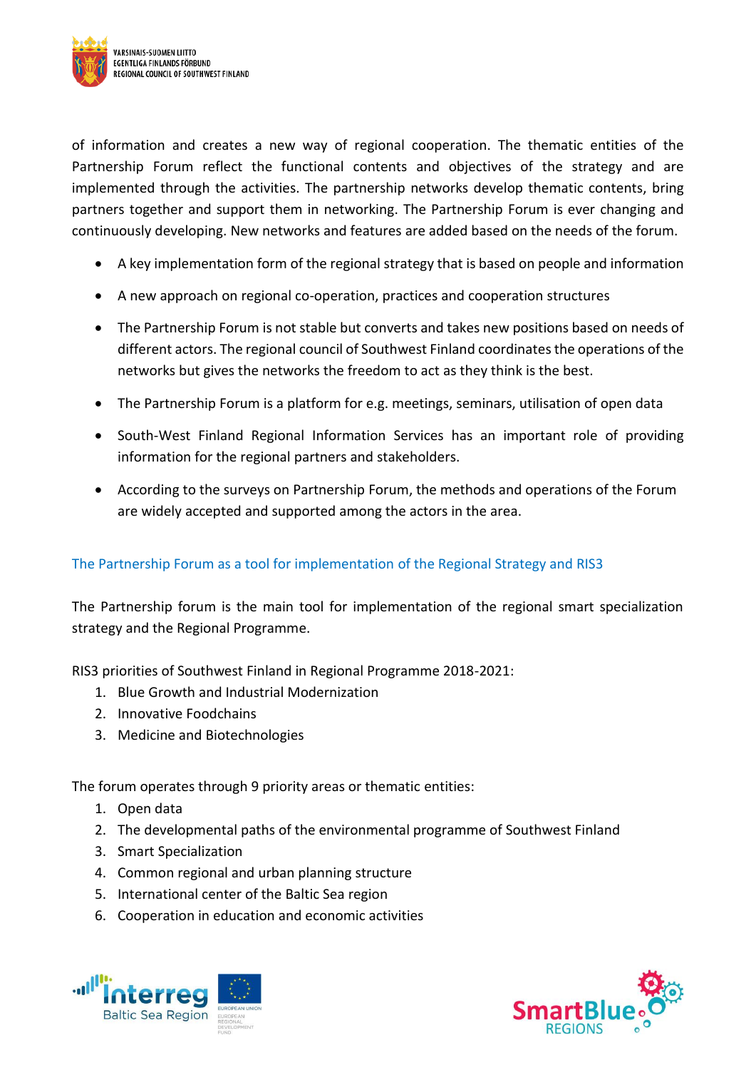of information and creates a new way of regional cooperation. The thematic entities of the Partnership Forum reflect the functional contents and objectives of the strategy and are implemented through the activities. The partnership networks develop thematic contents, bring partners together and support them in networking. The Partnership Forum is ever changing and continuously developing. New networks and features are added based on the needs of the forum.

- A key implementation form of the regional strategy that is based on people and information
- A new approach on regional co-operation, practices and cooperation structures
- The Partnership Forum is not stable but converts and takes new positions based on needs of different actors. The regional council of Southwest Finland coordinates the operations of the networks but gives the networks the freedom to act as they think is the best.
- The Partnership Forum is a platform for e.g. meetings, seminars, utilisation of open data
- South-West Finland Regional Information Services has an important role of providing information for the regional partners and stakeholders.
- According to the surveys on Partnership Forum, the methods and operations of the Forum are widely accepted and supported among the actors in the area.

## The Partnership Forum as a tool for implementation of the Regional Strategy and RIS3

The Partnership forum is the main tool for implementation of the regional smart specialization strategy and the Regional Programme.

RIS3 priorities of Southwest Finland in Regional Programme 2018-2021:

1. Blue Growth and Industrial Modernization
2. Innovative Foodchains
3. Medicine and Biotechnologies

The forum operates through 9 priority areas or thematic entities:

1. Open data
2. The developmental paths of the environmental programme of Southwest Finland
3. Smart Specialization
4. Common regional and urban planning structure
5. International center of the Baltic Sea region
6. Cooperation in education and economic activities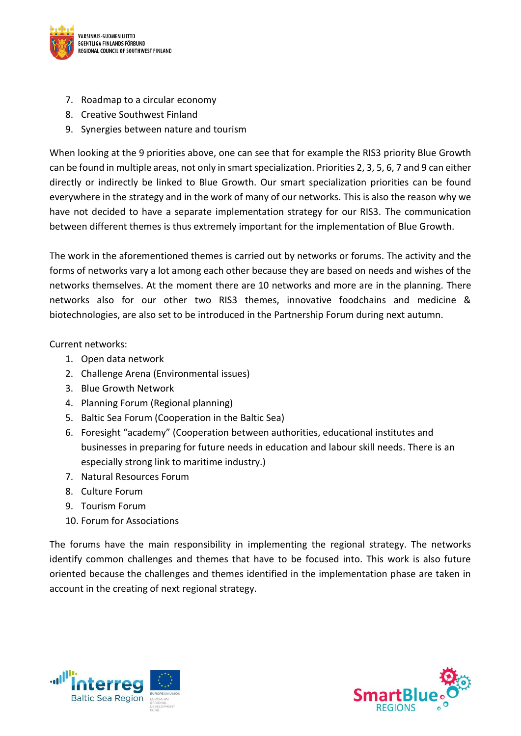7. Roadmap to a circular economy
8. Creative Southwest Finland
9. Synergies between nature and tourism

When looking at the 9 priorities above, one can see that for example the RIS3 priority Blue Growth can be found in multiple areas, not only in smart specialization. Priorities 2, 3, 5, 6, 7 and 9 can either directly or indirectly be linked to Blue Growth. Our smart specialization priorities can be found everywhere in the strategy and in the work of many of our networks. This is also the reason why we have not decided to have a separate implementation strategy for our RIS3. The communication between different themes is thus extremely important for the implementation of Blue Growth.

The work in the aforementioned themes is carried out by networks or forums. The activity and the forms of networks vary a lot among each other because they are based on needs and wishes of the networks themselves. At the moment there are 10 networks and more are in the planning. There networks also for our other two RIS3 themes, innovative foodchains and medicine & biotechnologies, are also set to be introduced in the Partnership Forum during next autumn.

Current networks:

1. Open data network
2. Challenge Arena (Environmental issues)
3. Blue Growth Network
4. Planning Forum (Regional planning)
5. Baltic Sea Forum (Cooperation in the Baltic Sea)
6. Foresight "academy" (Cooperation between authorities, educational institutes and businesses in preparing for future needs in education and labour skill needs. There is an especially strong link to maritime industry.)
7. Natural Resources Forum
8. Culture Forum
9. Tourism Forum
10. Forum for Associations

The forums have the main responsibility in implementing the regional strategy. The networks identify common challenges and themes that have to be focused into. This work is also future oriented because the challenges and themes identified in the implementation phase are taken in account in the creating of next regional strategy.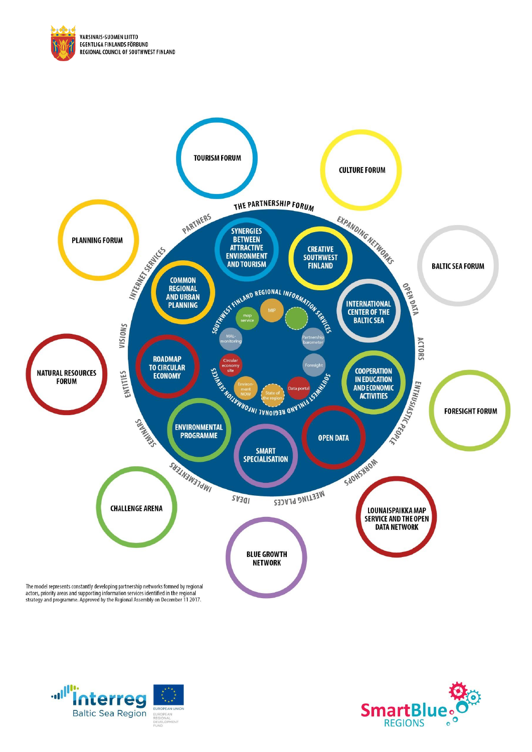VARSINAIS-SUOMEN LIITTO
EGENTLIGA FINLANDS FÖRBUND
REGIONAL COUNCIL OF SOUTHWEST FINLAND

TOURISM FORUM

CULTURE FORUM

PLANNING FORUM

BALTIC SEA FORUM

NATURAL RESOURCES FORUM

FORESIGHT FORUM

CHALLENGE ARENA

LOUNAISPAIKKA MAP SERVICE AND THE OPEN DATA NETWORK

BLUE GROWTH NETWORK

THE PARTNERSHIP FORUM

PARTNERS · EXPANDING NETWORKS · INTERNET SERVICES · OPEN DATA · VISIONS · ACTORS · ENTITIES · ENTHUSIASTIC PEOPLE · SEMINARS · WORKSHOPS · IMPLEMENTERS · IDEAS · MEETING PLACES

SYNERGIES BETWEEN ATTRACTIVE ENVIRONMENT AND TOURISM

CREATIVE SOUTHWEST FINLAND

COMMON REGIONAL AND URBAN PLANNING

INTERNATIONAL CENTER OF THE BALTIC SEA

ROADMAP TO CIRCULAR ECONOMY

COOPERATION IN EDUCATION AND ECONOMIC ACTIVITIES

ENVIRONMENTAL PROGRAMME

SMART SPECIALISATION

OPEN DATA

SOUTHWEST FINLAND REGIONAL INFORMATION SERVICES

map service · MIP · MAL-monitoring · Partnership barometer · Circular economy site · Foresight · Environment NOW · State of the region · Data portal

The model represents constantly developing partnership networks formed by regional actors, priority areas and supporting information services identified in the regional strategy and programme. Approved by the Regional Assembly on December 11 2017.

Interreg Baltic Sea Region

EUROPEAN UNION
EUROPEAN REGIONAL DEVELOPMENT FUND

SmartBlue REGIONS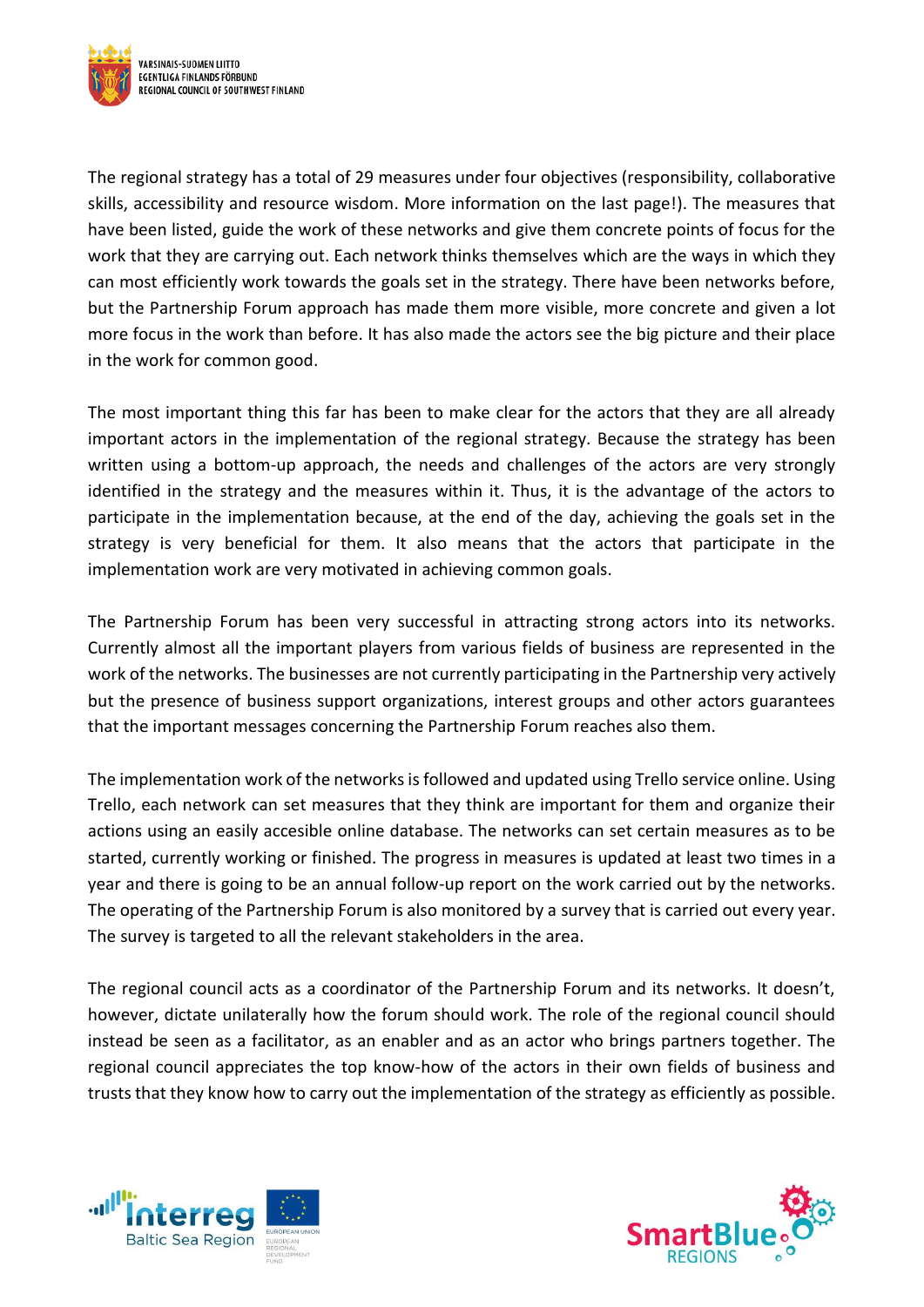The regional strategy has a total of 29 measures under four objectives (responsibility, collaborative skills, accessibility and resource wisdom. More information on the last page!). The measures that have been listed, guide the work of these networks and give them concrete points of focus for the work that they are carrying out. Each network thinks themselves which are the ways in which they can most efficiently work towards the goals set in the strategy. There have been networks before, but the Partnership Forum approach has made them more visible, more concrete and given a lot more focus in the work than before. It has also made the actors see the big picture and their place in the work for common good.

The most important thing this far has been to make clear for the actors that they are all already important actors in the implementation of the regional strategy. Because the strategy has been written using a bottom-up approach, the needs and challenges of the actors are very strongly identified in the strategy and the measures within it. Thus, it is the advantage of the actors to participate in the implementation because, at the end of the day, achieving the goals set in the strategy is very beneficial for them. It also means that the actors that participate in the implementation work are very motivated in achieving common goals.

The Partnership Forum has been very successful in attracting strong actors into its networks. Currently almost all the important players from various fields of business are represented in the work of the networks. The businesses are not currently participating in the Partnership very actively but the presence of business support organizations, interest groups and other actors guarantees that the important messages concerning the Partnership Forum reaches also them.

The implementation work of the networks is followed and updated using Trello service online. Using Trello, each network can set measures that they think are important for them and organize their actions using an easily accesible online database. The networks can set certain measures as to be started, currently working or finished. The progress in measures is updated at least two times in a year and there is going to be an annual follow-up report on the work carried out by the networks. The operating of the Partnership Forum is also monitored by a survey that is carried out every year. The survey is targeted to all the relevant stakeholders in the area.

The regional council acts as a coordinator of the Partnership Forum and its networks. It doesn't, however, dictate unilaterally how the forum should work. The role of the regional council should instead be seen as a facilitator, as an enabler and as an actor who brings partners together. The regional council appreciates the top know-how of the actors in their own fields of business and trusts that they know how to carry out the implementation of the strategy as efficiently as possible.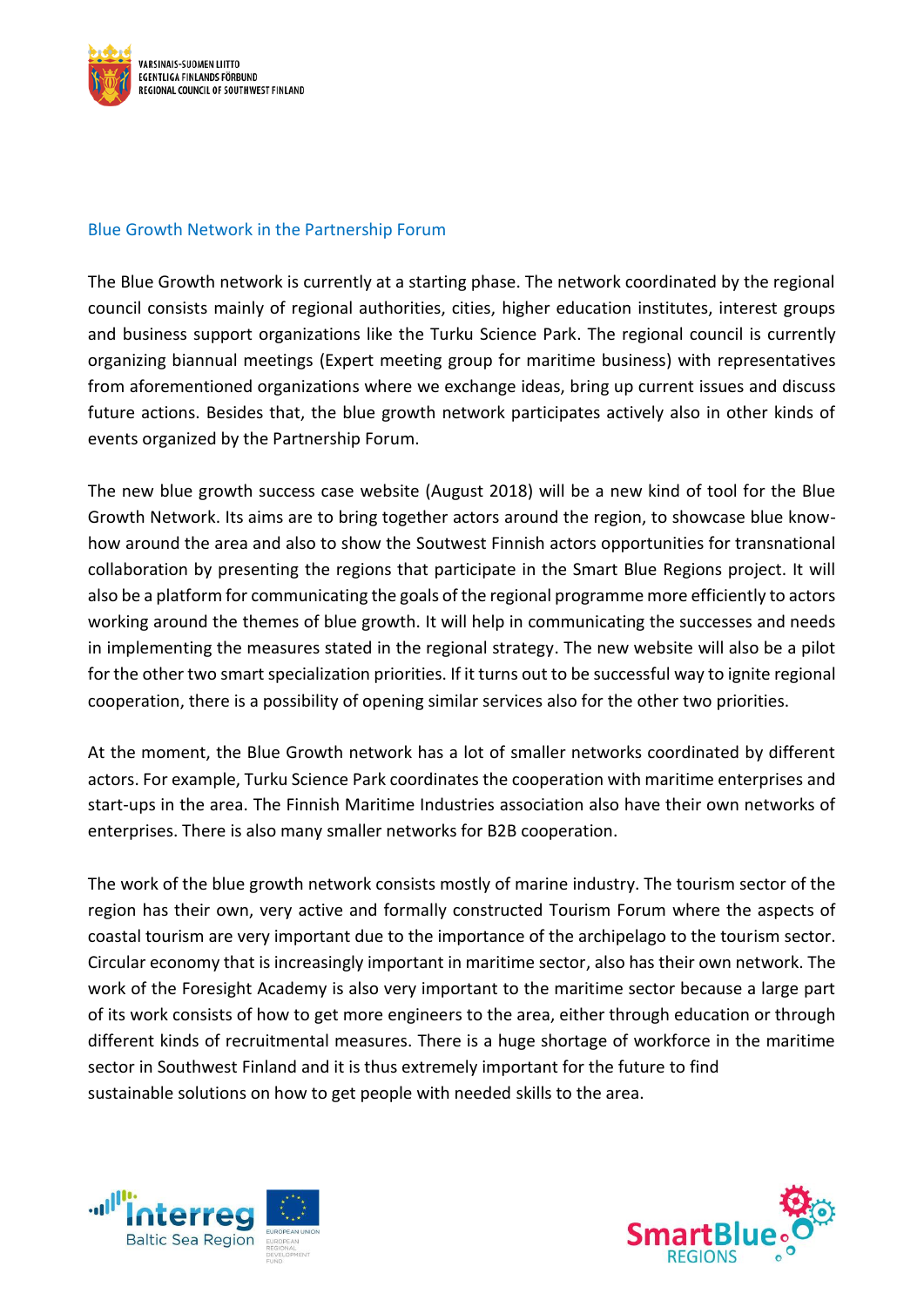## Blue Growth Network in the Partnership Forum

The Blue Growth network is currently at a starting phase. The network coordinated by the regional council consists mainly of regional authorities, cities, higher education institutes, interest groups and business support organizations like the Turku Science Park. The regional council is currently organizing biannual meetings (Expert meeting group for maritime business) with representatives from aforementioned organizations where we exchange ideas, bring up current issues and discuss future actions. Besides that, the blue growth network participates actively also in other kinds of events organized by the Partnership Forum.

The new blue growth success case website (August 2018) will be a new kind of tool for the Blue Growth Network. Its aims are to bring together actors around the region, to showcase blue know-how around the area and also to show the Southwest Finnish actors opportunities for transnational collaboration by presenting the regions that participate in the Smart Blue Regions project. It will also be a platform for communicating the goals of the regional programme more efficiently to actors working around the themes of blue growth. It will help in communicating the successes and needs in implementing the measures stated in the regional strategy. The new website will also be a pilot for the other two smart specialization priorities. If it turns out to be successful way to ignite regional cooperation, there is a possibility of opening similar services also for the other two priorities.

At the moment, the Blue Growth network has a lot of smaller networks coordinated by different actors. For example, Turku Science Park coordinates the cooperation with maritime enterprises and start-ups in the area. The Finnish Maritime Industries association also have their own networks of enterprises. There is also many smaller networks for B2B cooperation.

The work of the blue growth network consists mostly of marine industry. The tourism sector of the region has their own, very active and formally constructed Tourism Forum where the aspects of coastal tourism are very important due to the importance of the archipelago to the tourism sector. Circular economy that is increasingly important in maritime sector, also has their own network. The work of the Foresight Academy is also very important to the maritime sector because a large part of its work consists of how to get more engineers to the area, either through education or through different kinds of recruitmental measures. There is a huge shortage of workforce in the maritime sector in Southwest Finland and it is thus extremely important for the future to find sustainable solutions on how to get people with needed skills to the area.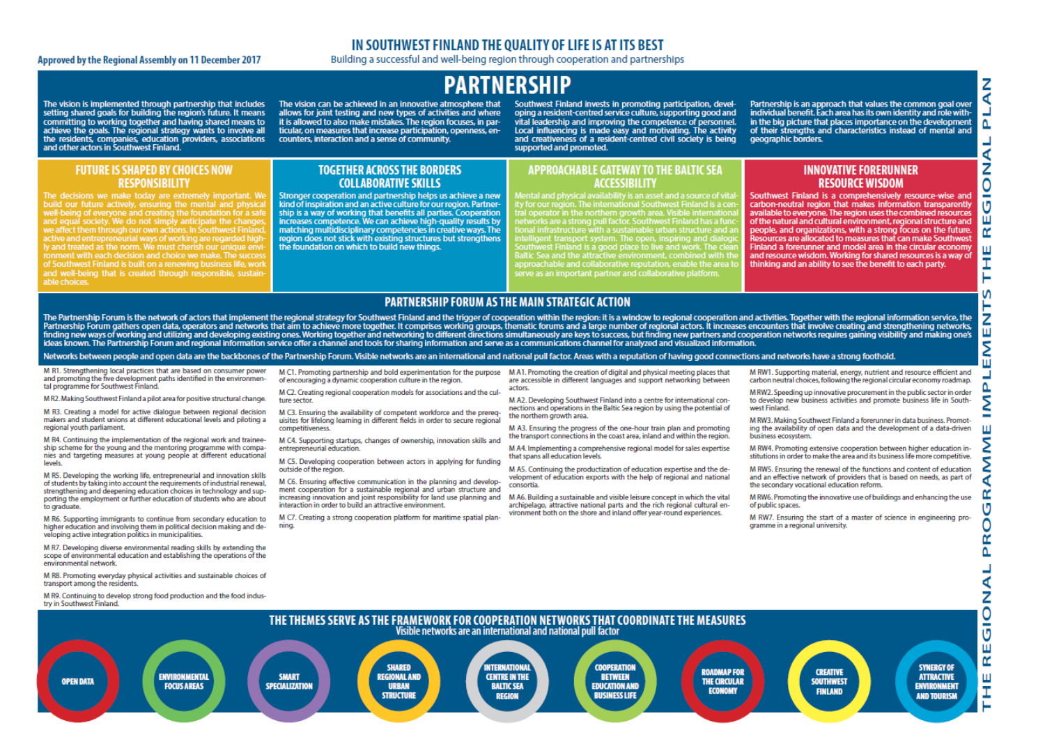Approved by the Regional Assembly on 11 December 2017

# IN SOUTHWEST FINLAND THE QUALITY OF LIFE IS AT ITS BEST

Building a successful and well-being region through cooperation and partnerships

## PARTNERSHIP

The vision is implemented through partnership that includes setting shared goals for building the region's future. It means committing to working together and having shared means to achieve the goals. The regional strategy wants to involve all the residents, companies, education providers, associations and other actors in Southwest Finland.

The vision can be achieved in an innovative atmosphere that allows for joint testing and new types of activities and where it is allowed to also make mistakes. The region focuses, in particular, on measures that increase participation, openness, encounters, interaction and a sense of community.

Southwest Finland invests in promoting participation, developing a resident-centred service culture, supporting good and vital leadership and improving the competence of personnel. Local influencing is made easy and motivating. The activity and creativeness of a resident-centred civil society is being supported and promoted.

Partnership is an approach that values the common goal over individual benefit. Each area has its own identity and role within the big picture that places importance on the development of their strengths and characteristics instead of mental and geographic borders.

### FUTURE IS SHAPED BY CHOICES NOW – RESPONSIBILITY

The decisions we make today are extremely important. We build our future actively, ensuring the mental and physical well-being of everyone and creating the foundation for a safe and equal society. We do not simply anticipate the changes, we affect them through our own actions. In Southwest Finland, active and entrepreneurial ways of working are regarded highly and treated as the norm. We must cherish our unique environment with each decision and choice we make. The success of Southwest Finland is built on a renewing business life, work and well-being that is created through responsible, sustainable choices.

### TOGETHER ACROSS THE BORDERS – COLLABORATIVE SKILLS

Stronger cooperation and partnership helps us achieve a new kind of inspiration and an active culture for our region. Partnership is a way of working that benefits all parties. Cooperation increases competence. We can achieve high-quality results by matching multidisciplinary competencies in creative ways. The region does not stick with existing structures but strengthens the foundation on which to build new things.

### APPROACHABLE GATEWAY TO THE BALTIC SEA – ACCESSIBILITY

Mental and physical availability is an asset and a source of vitality for our region. The international Southwest Finland is a central operator in the northern growth area. Visible international networks are a strong pull factor. Southwest Finland has a functional infrastructure with a sustainable urban structure and an intelligent transport system. The open, inspiring and dialogic Southwest Finland is a good place to live and work. The clean Baltic Sea and the attractive environment, combined with the approachable and collaborative reputation, enable the area to serve as an important partner and collaborative platform.

### INNOVATIVE FORERUNNER – RESOURCE WISDOM

Southwest Finland is a comprehensively resource-wise and carbon-neutral region that makes information transparently available to everyone. The region uses the combined resources of the natural and cultural environment, regional structure and people, and organizations, with a strong focus on the future. Resources are allocated to measures that can make Southwest Finland a forerunner and model area in the circular economy and resource wisdom. Working for shared resources is a way of thinking and an ability to see the benefit to each party.

## PARTNERSHIP FORUM AS THE MAIN STRATEGIC ACTION

The Partnership Forum is the network of actors that implement the regional strategy for Southwest Finland and the trigger of cooperation within the region: it is a window to regional cooperation and activities. Together with the regional information service, the Partnership Forum gathers open data, operators and networks that aim to achieve more together. It comprises working groups, thematic forums and a large number of regional actors. It increases encounters that involve creating and strengthening networks, finding new ways of working and utilizing and developing existing ones. Working together and networking to different directions simultaneously are keys to success, but finding new partners and cooperation networks requires gaining visibility and making one's ideas known. The Partnership Forum and regional information service offer a channel and tools for sharing information and serve as a communications channel for analyzed and visualized information.

Networks between people and open data are the backbones of the Partnership Forum. Visible networks are an international and national pull factor. Areas with a reputation of having good connections and networks have a strong foothold.

M R1. Strengthening local practices that are based on consumer power and promoting the five development paths identified in the environmental programme for Southwest Finland.

M R2. Making Southwest Finland a pilot area for positive structural change.

M R3. Creating a model for active dialogue between regional decision makers and student unions at different educational levels and piloting a regional youth parliament.

M R4. Continuing the implementation of the regional work and traineeship scheme for the young and the mentoring programme with companies and targeting measures at young people at different educational levels.

M R5. Developing the working life, entrepreneurial and innovation skills of students by taking into account the requirements of industrial renewal, strengthening and deepening education choices in technology and supporting the employment or further education of students who are about to graduate.

M R6. Supporting immigrants to continue from secondary education to higher education and involving them in political decision making and developing active integration politics in municipalities.

M R7. Developing diverse environmental reading skills by extending the scope of environmental education and establishing the operations of the environmental network.

M R8. Promoting everyday physical activities and sustainable choices of transport among the residents.

M R9. Continuing to develop strong food production and the food industry in Southwest Finland.

M C1. Promoting partnership and bold experimentation for the purpose of encouraging a dynamic cooperation culture in the region.

M C2. Creating regional cooperation models for associations and the culture sector.

M C3. Ensuring the availability of competent workforce and the prerequisites for lifelong learning in different fields in order to secure regional competitiveness.

M C4. Supporting startups, changes of ownership, innovation skills and entrepreneurial education.

M C5. Developing cooperation between actors in applying for funding outside of the region.

M C6. Ensuring effective communication in the planning and development cooperation for a sustainable regional and urban structure and increasing innovation and joint responsibility for land use planning and interaction in order to build an attractive environment.

M C7. Creating a strong cooperation platform for maritime spatial planning.

M A1. Promoting the creation of digital and physical meeting places that are accessible in different languages and support networking between actors.

M A2. Developing Southwest Finland into a centre for international connections and operations in the Baltic Sea region by using the potential of the northern growth area.

M A3. Ensuring the progress of the one-hour train plan and promoting the transport connections in the coast area, inland and within the region.

M A4. Implementing a comprehensive regional model for sales expertise that spans all education levels.

M A5. Continuing the productization of education expertise and the development of education exports with the help of regional and national consortia.

M A6. Building a sustainable and visible leisure concept in which the vital archipelago, attractive national parts and the rich regional cultural environment both on the shore and inland offer year-round experiences.

M RW1. Supporting material, energy, nutrient and resource efficient and carbon neutral choices, following the regional circular economy roadmap.

M RW2. Speeding up innovative procurement in the public sector in order to develop new business activities and promote business life in Southwest Finland.

M RW3. Making Southwest Finland a forerunner in data business. Promoting the availability of open data and the development of a data-driven business ecosystem.

M RW4. Promoting extensive cooperation between higher education institutions in order to make the area and its business life more competitive.

M RW5. Ensuring the renewal of the functions and content of education and an effective network of providers that is based on needs, as part of the secondary vocational education reform.

M RW6. Promoting the innovative use of buildings and enhancing the use of public spaces.

M RW7. Ensuring the start of a master of science in engineering programme in a regional university.

## THE THEMES SERVE AS THE FRAMEWORK FOR COOPERATION NETWORKS THAT COORDINATE THE MEASURES

Visible networks are an international and national pull factor

- OPEN DATA
- ENVIRONMENTAL FOCUS AREAS
- SMART SPECIALIZATION
- SHARED REGIONAL AND URBAN STRUCTURE
- INTERNATIONAL CENTRE IN THE BALTIC SEA REGION
- COOPERATION BETWEEN EDUCATION AND BUSINESS LIFE
- ROADMAP FOR THE CIRCULAR ECONOMY
- CREATIVE SOUTHWEST FINLAND
- SYNERGY OF ATTRACTIVE ENVIRONMENT AND TOURISM

THE REGIONAL PROGRAMME IMPLEMENTS THE REGIONAL PLAN